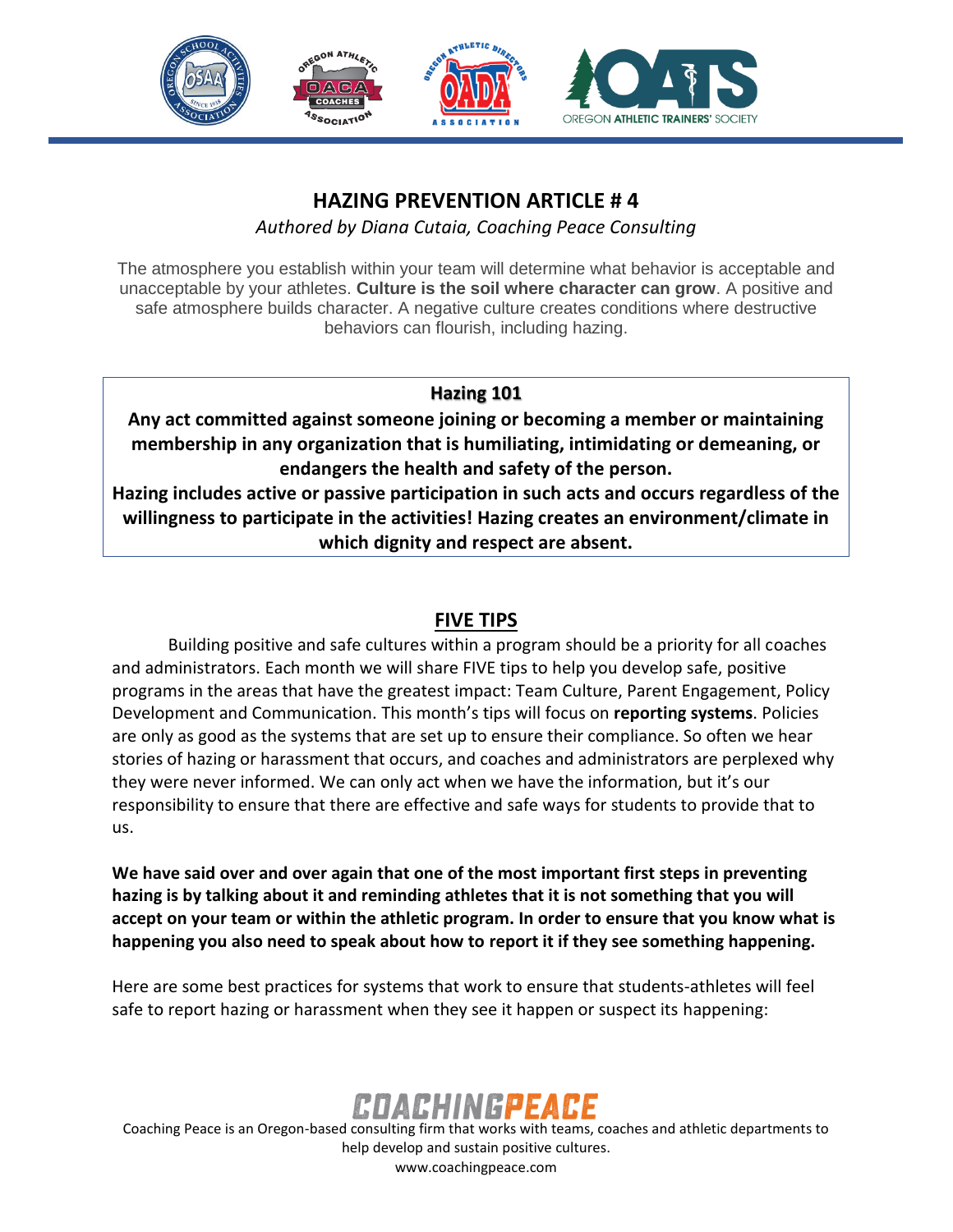# HAZING PREVENTION ARTICLE # 4

*Authored by Diana Cutaia, Coaching Peace Consulting*

The atmosphere you establish within your team will determine what behavior is acceptable and unacceptable by your athletes. **Culture is the soil where character can grow**. A positive and safe atmosphere builds character. A negative culture creates conditions where destructive behaviors can flourish, including hazing.

**Hazing 101**

**Any act committed against someone joining or becoming a member or maintaining membership in any organization that is humiliating, intimidating or demeaning, or endangers the health and safety of the person.**

**Hazing includes active or passive participation in such acts and occurs regardless of the willingness to participate in the activities! Hazing creates an environment/climate in which dignity and respect are absent.**

## FIVE TIPS

Building positive and safe cultures within a program should be a priority for all coaches and administrators. Each month we will share FIVE tips to help you develop safe, positive programs in the areas that have the greatest impact: Team Culture, Parent Engagement, Policy Development and Communication. This month's tips will focus on **reporting systems**. Policies are only as good as the systems that are set up to ensure their compliance. So often we hear stories of hazing or harassment that occurs, and coaches and administrators are perplexed why they were never informed. We can only act when we have the information, but it's our responsibility to ensure that there are effective and safe ways for students to provide that to us.

**We have said over and over again that one of the most important first steps in preventing hazing is by talking about it and reminding athletes that it is not something that you will accept on your team or within the athletic program. In order to ensure that you know what is happening you also need to speak about how to report it if they see something happening.**

Here are some best practices for systems that work to ensure that students-athletes will feel safe to report hazing or harassment when they see it happen or suspect its happening:

COACHINGPEACE

Coaching Peace is an Oregon-based consulting firm that works with teams, coaches and athletic departments to help develop and sustain positive cultures.
www.coachingpeace.com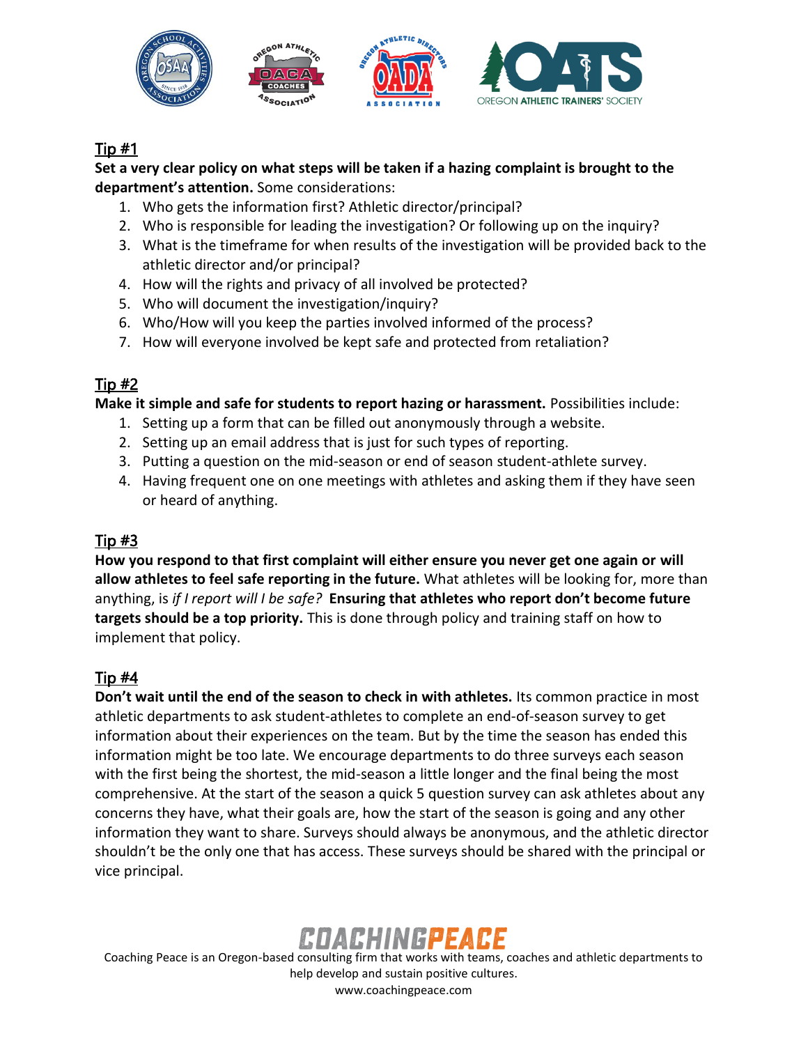## Tip #1

**Set a very clear policy on what steps will be taken if a hazing complaint is brought to the department's attention.** Some considerations:

1. Who gets the information first? Athletic director/principal?
2. Who is responsible for leading the investigation? Or following up on the inquiry?
3. What is the timeframe for when results of the investigation will be provided back to the athletic director and/or principal?
4. How will the rights and privacy of all involved be protected?
5. Who will document the investigation/inquiry?
6. Who/How will you keep the parties involved informed of the process?
7. How will everyone involved be kept safe and protected from retaliation?

## Tip #2

**Make it simple and safe for students to report hazing or harassment.** Possibilities include:

1. Setting up a form that can be filled out anonymously through a website.
2. Setting up an email address that is just for such types of reporting.
3. Putting a question on the mid-season or end of season student-athlete survey.
4. Having frequent one on one meetings with athletes and asking them if they have seen or heard of anything.

## Tip #3

**How you respond to that first complaint will either ensure you never get one again or will allow athletes to feel safe reporting in the future.** What athletes will be looking for, more than anything, is *if I report will I be safe?* **Ensuring that athletes who report don't become future targets should be a top priority.** This is done through policy and training staff on how to implement that policy.

## Tip #4

**Don't wait until the end of the season to check in with athletes.** Its common practice in most athletic departments to ask student-athletes to complete an end-of-season survey to get information about their experiences on the team. But by the time the season has ended this information might be too late. We encourage departments to do three surveys each season with the first being the shortest, the mid-season a little longer and the final being the most comprehensive. At the start of the season a quick 5 question survey can ask athletes about any concerns they have, what their goals are, how the start of the season is going and any other information they want to share. Surveys should always be anonymous, and the athletic director shouldn't be the only one that has access. These surveys should be shared with the principal or vice principal.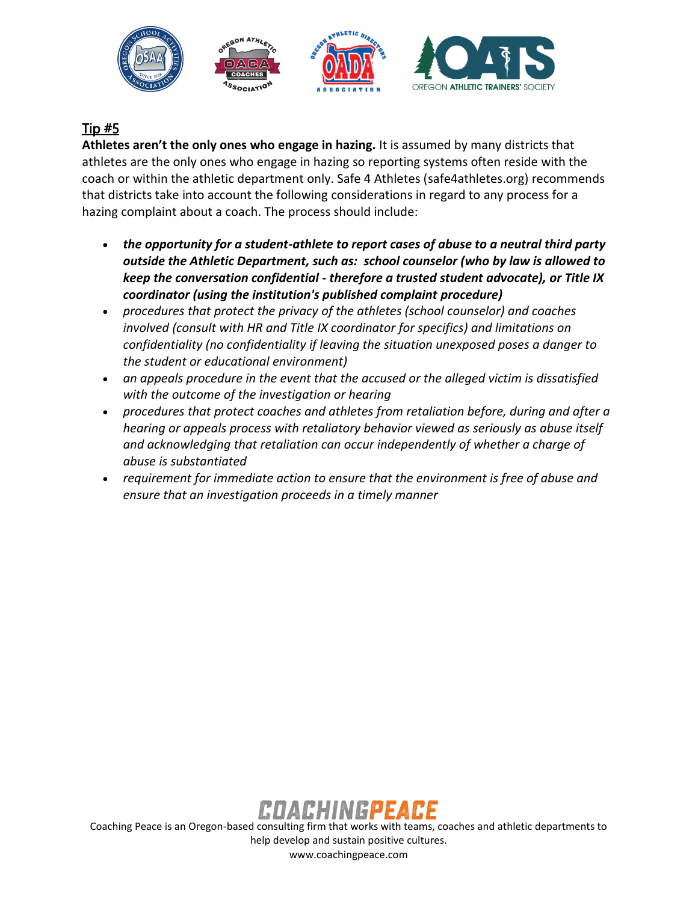## Tip #5

**Athletes aren't the only ones who engage in hazing.** It is assumed by many districts that athletes are the only ones who engage in hazing so reporting systems often reside with the coach or within the athletic department only. Safe 4 Athletes (safe4athletes.org) recommends that districts take into account the following considerations in regard to any process for a hazing complaint about a coach. The process should include:

- ***the opportunity for a student-athlete to report cases of abuse to a neutral third party outside the Athletic Department, such as: school counselor (who by law is allowed to keep the conversation confidential - therefore a trusted student advocate), or Title IX coordinator (using the institution's published complaint procedure)***
- *procedures that protect the privacy of the athletes (school counselor) and coaches involved (consult with HR and Title IX coordinator for specifics) and limitations on confidentiality (no confidentiality if leaving the situation unexposed poses a danger to the student or educational environment)*
- *an appeals procedure in the event that the accused or the alleged victim is dissatisfied with the outcome of the investigation or hearing*
- *procedures that protect coaches and athletes from retaliation before, during and after a hearing or appeals process with retaliatory behavior viewed as seriously as abuse itself and acknowledging that retaliation can occur independently of whether a charge of abuse is substantiated*
- *requirement for immediate action to ensure that the environment is free of abuse and ensure that an investigation proceeds in a timely manner*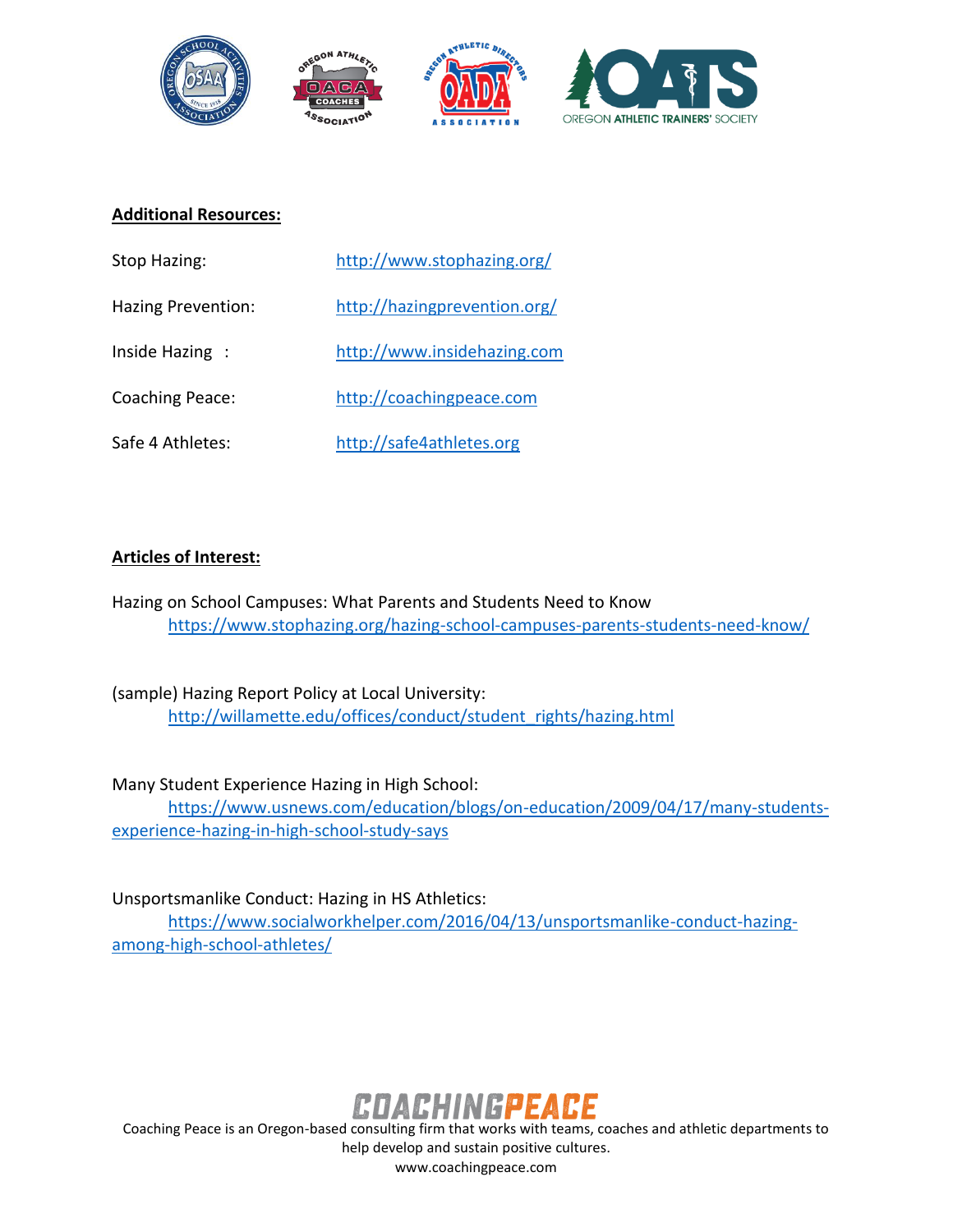**Additional Resources:**

Stop Hazing: http://www.stophazing.org/

Hazing Prevention: http://hazingprevention.org/

Inside Hazing : http://www.insidehazing.com

Coaching Peace: http://coachingpeace.com

Safe 4 Athletes: http://safe4athletes.org

**Articles of Interest:**

Hazing on School Campuses: What Parents and Students Need to Know
https://www.stophazing.org/hazing-school-campuses-parents-students-need-know/

(sample) Hazing Report Policy at Local University:
http://willamette.edu/offices/conduct/student_rights/hazing.html

Many Student Experience Hazing in High School:
https://www.usnews.com/education/blogs/on-education/2009/04/17/many-students-experience-hazing-in-high-school-study-says

Unsportsmanlike Conduct: Hazing in HS Athletics:
https://www.socialworkhelper.com/2016/04/13/unsportsmanlike-conduct-hazing-among-high-school-athletes/

COACHINGPEACE

Coaching Peace is an Oregon-based consulting firm that works with teams, coaches and athletic departments to help develop and sustain positive cultures.
www.coachingpeace.com